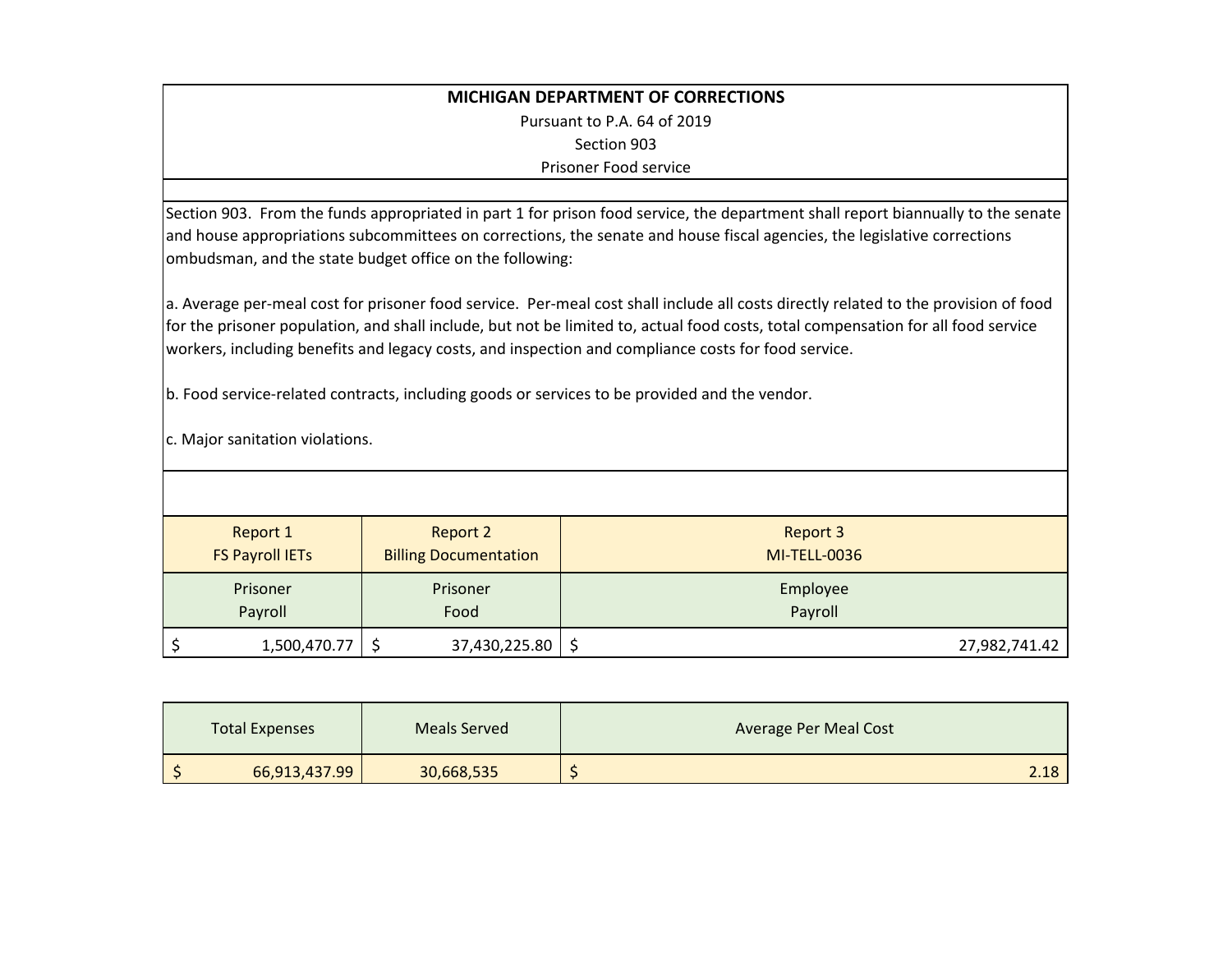**MICHIGAN DEPARTMENT OF CORRECTIONS**

Pursuant to P.A. 64 of 2019

Section 903

Prisoner Food service

Section 903. From the funds appropriated in part 1 for prison food service, the department shall report biannually to the senate and house appropriations subcommittees on corrections, the senate and house fiscal agencies, the legislative corrections ombudsman, and the state budget office on the following:

a. Average per-meal cost for prisoner food service. Per-meal cost shall include all costs directly related to the provision of food for the prisoner population, and shall include, but not be limited to, actual food costs, total compensation for all food service workers, including benefits and legacy costs, and inspection and compliance costs for food service.

b. Food service-related contracts, including goods or services to be provided and the vendor.

c. Major sanitation violations.

| Report 1<br>FS Payroll IETs | Report 2<br>Billing Documentation | Report 3<br>MI-TELL-0036 |
|---|---|---|
| Prisoner<br>Payroll | Prisoner<br>Food | Employee<br>Payroll |
| $ 1,500,470.77 | $ 37,430,225.80 | $ 27,982,741.42 |

| Total Expenses | Meals Served | Average Per Meal Cost |
|---|---|---|
| $ 66,913,437.99 | 30,668,535 | $ 2.18 |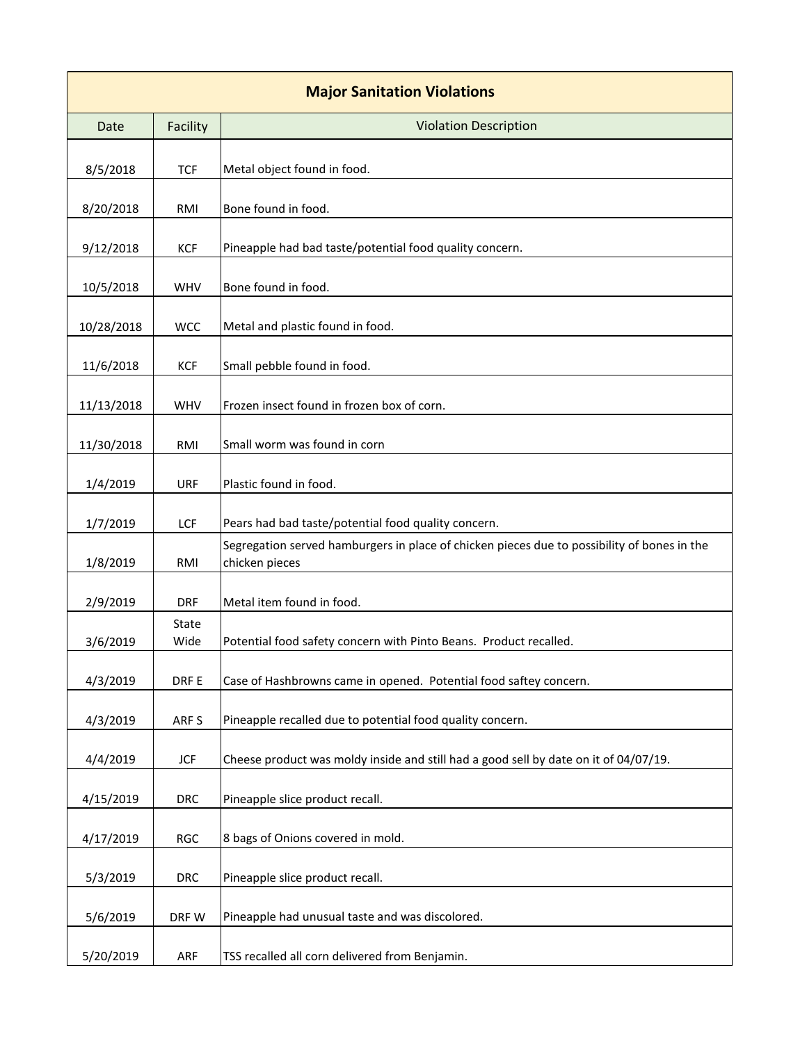| Major Sanitation Violations | | |
|---|---|---|
| Date | Facility | Violation Description |
| 8/5/2018 | TCF | Metal object found in food. |
| 8/20/2018 | RMI | Bone found in food. |
| 9/12/2018 | KCF | Pineapple had bad taste/potential food quality concern. |
| 10/5/2018 | WHV | Bone found in food. |
| 10/28/2018 | WCC | Metal and plastic found in food. |
| 11/6/2018 | KCF | Small pebble found in food. |
| 11/13/2018 | WHV | Frozen insect found in frozen box of corn. |
| 11/30/2018 | RMI | Small worm was found in corn |
| 1/4/2019 | URF | Plastic found in food. |
| 1/7/2019 | LCF | Pears had bad taste/potential food quality concern. |
| 1/8/2019 | RMI | Segregation served hamburgers in place of chicken pieces due to possibility of bones in the chicken pieces |
| 2/9/2019 | DRF | Metal item found in food. |
| 3/6/2019 | State Wide | Potential food safety concern with Pinto Beans. Product recalled. |
| 4/3/2019 | DRF E | Case of Hashbrowns came in opened. Potential food saftey concern. |
| 4/3/2019 | ARF S | Pineapple recalled due to potential food quality concern. |
| 4/4/2019 | JCF | Cheese product was moldy inside and still had a good sell by date on it of 04/07/19. |
| 4/15/2019 | DRC | Pineapple slice product recall. |
| 4/17/2019 | RGC | 8 bags of Onions covered in mold. |
| 5/3/2019 | DRC | Pineapple slice product recall. |
| 5/6/2019 | DRF W | Pineapple had unusual taste and was discolored. |
| 5/20/2019 | ARF | TSS recalled all corn delivered from Benjamin. |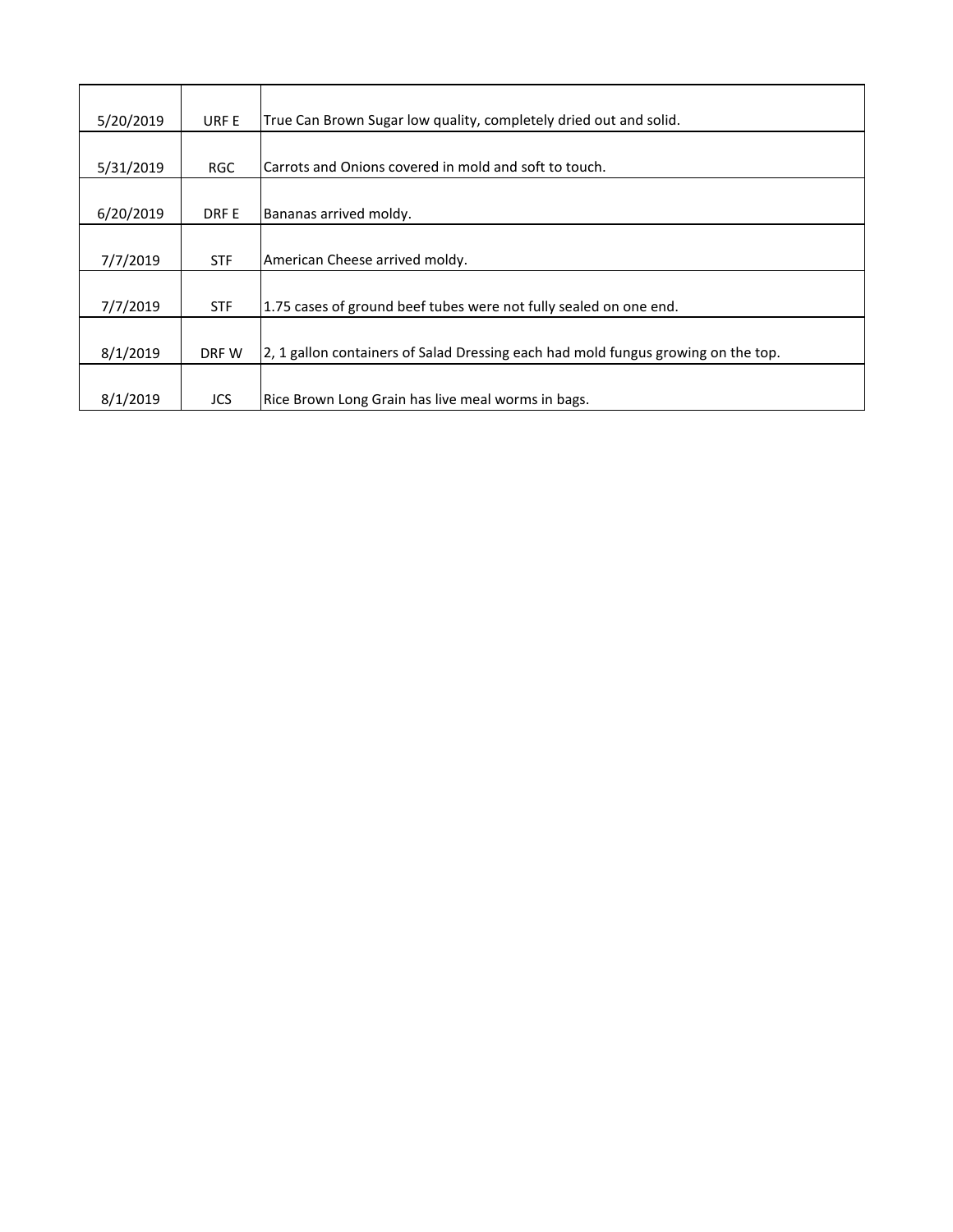| | | |
|---|---|---|
| 5/20/2019 | URF E | True Can Brown Sugar low quality, completely dried out and solid. |
| 5/31/2019 | RGC | Carrots and Onions covered in mold and soft to touch. |
| 6/20/2019 | DRF E | Bananas arrived moldy. |
| 7/7/2019 | STF | American Cheese arrived moldy. |
| 7/7/2019 | STF | 1.75 cases of ground beef tubes were not fully sealed on one end. |
| 8/1/2019 | DRF W | 2, 1 gallon containers of Salad Dressing each had mold fungus growing on the top. |
| 8/1/2019 | JCS | Rice Brown Long Grain has live meal worms in bags. |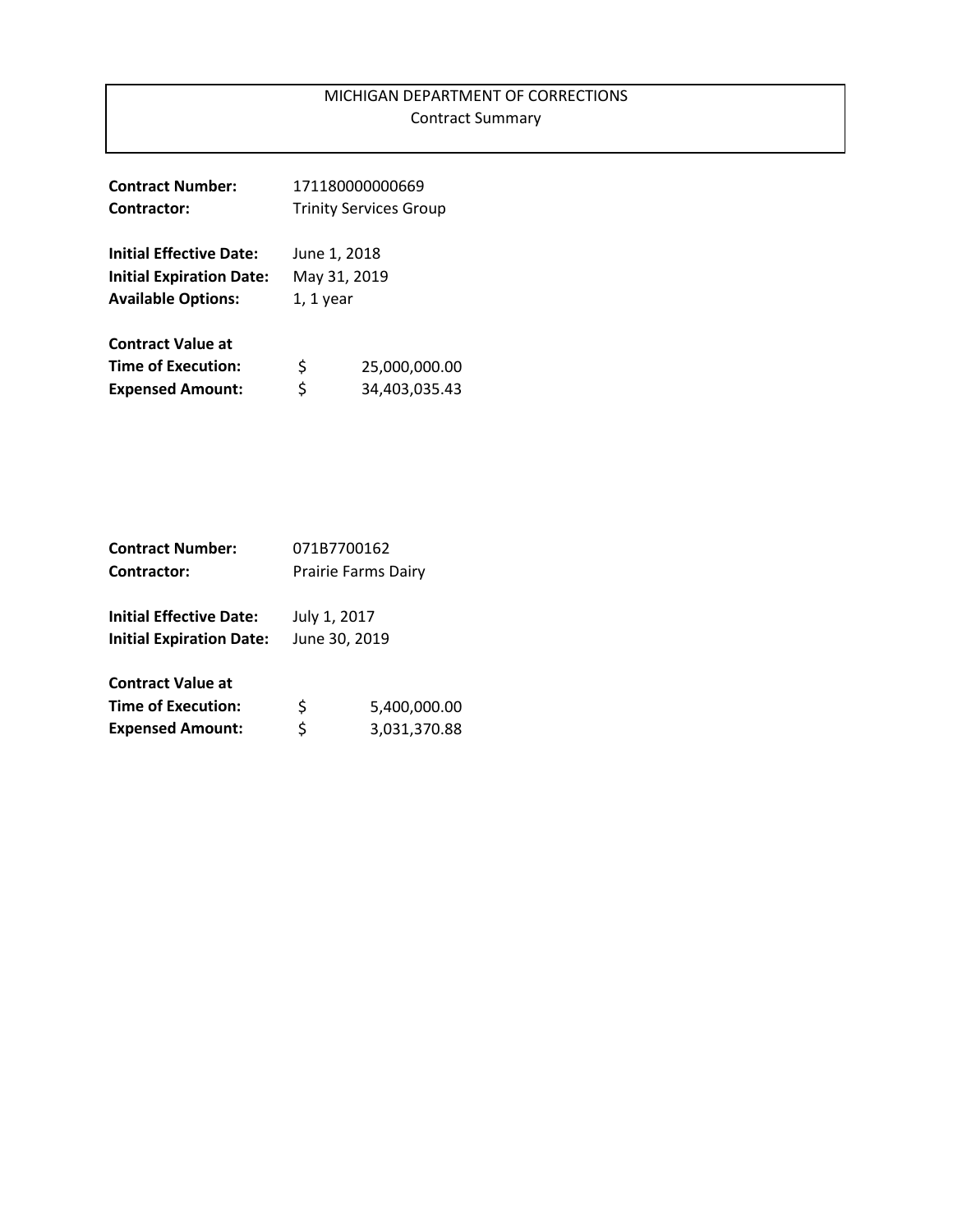# MICHIGAN DEPARTMENT OF CORRECTIONS
## Contract Summary

| | |
|---|---|
| **Contract Number:** | 171180000000669 |
| **Contractor:** | Trinity Services Group |
| **Initial Effective Date:** | June 1, 2018 |
| **Initial Expiration Date:** | May 31, 2019 |
| **Available Options:** | 1, 1 year |
| **Contract Value at Time of Execution:** | $ 25,000,000.00 |
| **Expensed Amount:** | $ 34,403,035.43 |

| | |
|---|---|
| **Contract Number:** | 071B7700162 |
| **Contractor:** | Prairie Farms Dairy |
| **Initial Effective Date:** | July 1, 2017 |
| **Initial Expiration Date:** | June 30, 2019 |
| **Contract Value at Time of Execution:** | $ 5,400,000.00 |
| **Expensed Amount:** | $ 3,031,370.88 |